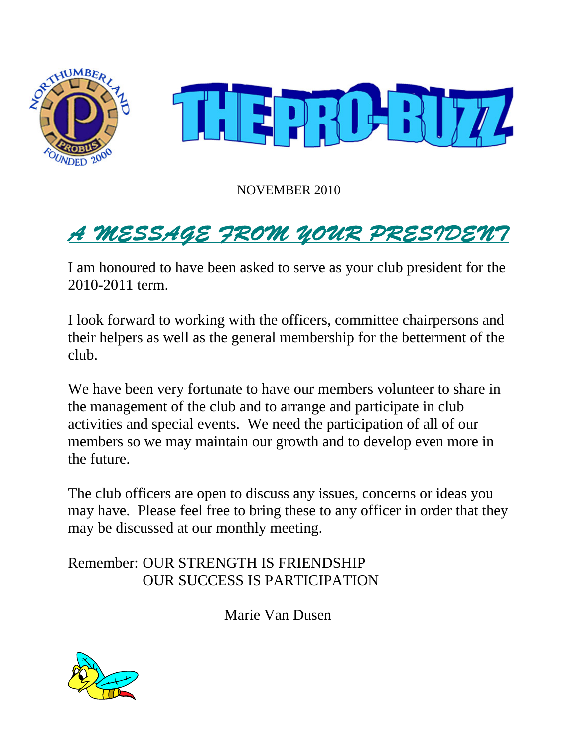# THE PRO-BUZZ

NOVEMBER 2010

## *A MESSAGE FROM YOUR PRESIDENT*

I am honoured to have been asked to serve as your club president for the 2010-2011 term.

I look forward to working with the officers, committee chairpersons and their helpers as well as the general membership for the betterment of the club.

We have been very fortunate to have our members volunteer to share in the management of the club and to arrange and participate in club activities and special events. We need the participation of all of our members so we may maintain our growth and to develop even more in the future.

The club officers are open to discuss any issues, concerns or ideas you may have. Please feel free to bring these to any officer in order that they may be discussed at our monthly meeting.

Remember: OUR STRENGTH IS FRIENDSHIP
OUR SUCCESS IS PARTICIPATION

Marie Van Dusen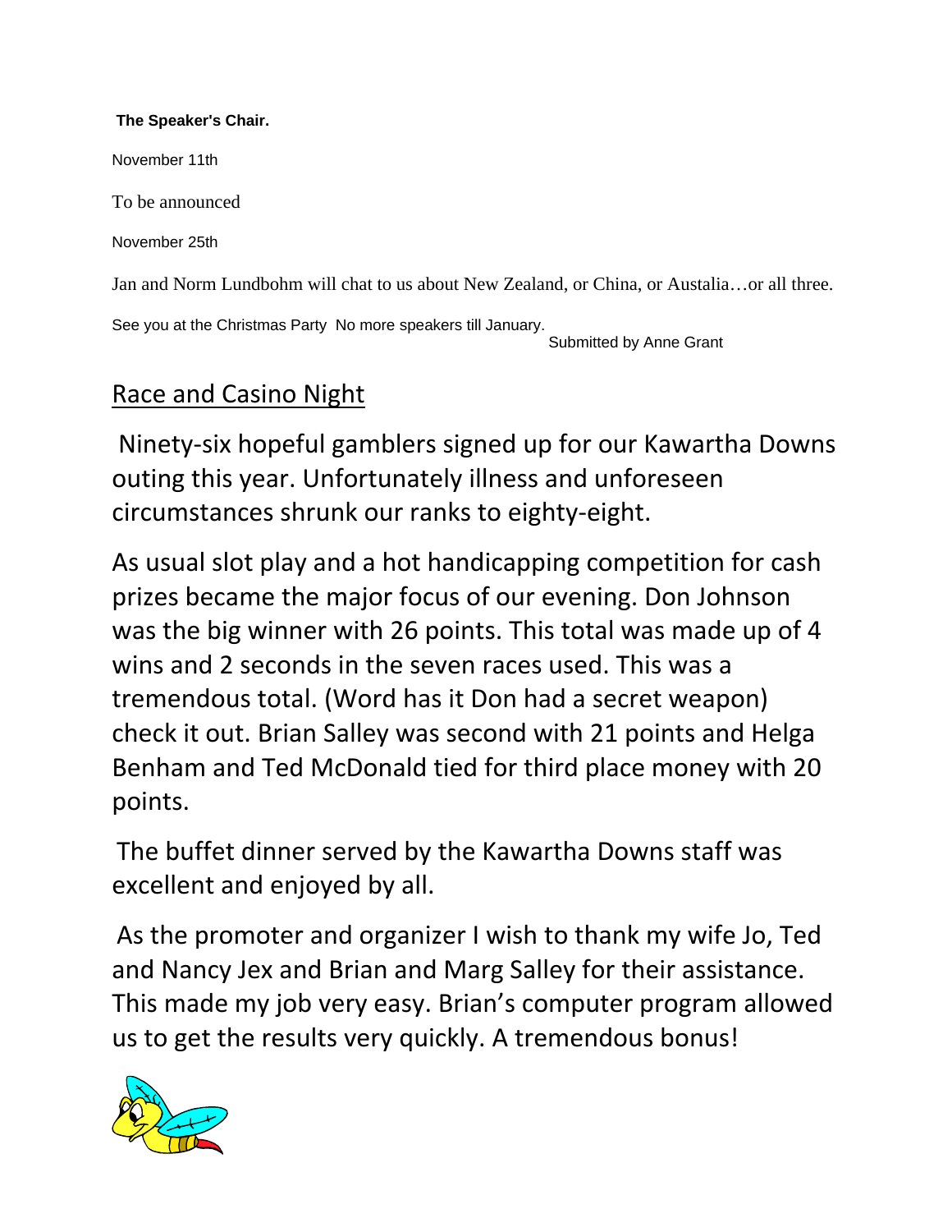**The Speaker's Chair.**

November 11th

To be announced

November 25th

Jan and Norm Lundbohm will chat to us about New Zealand, or China, or Austalia…or all three.

See you at the Christmas Party No more speakers till January.

Submitted by Anne Grant

## Race and Casino Night

Ninety-six hopeful gamblers signed up for our Kawartha Downs outing this year. Unfortunately illness and unforeseen circumstances shrunk our ranks to eighty-eight.

As usual slot play and a hot handicapping competition for cash prizes became the major focus of our evening. Don Johnson was the big winner with 26 points. This total was made up of 4 wins and 2 seconds in the seven races used. This was a tremendous total. (Word has it Don had a secret weapon) check it out. Brian Salley was second with 21 points and Helga Benham and Ted McDonald tied for third place money with 20 points.

The buffet dinner served by the Kawartha Downs staff was excellent and enjoyed by all.

As the promoter and organizer I wish to thank my wife Jo, Ted and Nancy Jex and Brian and Marg Salley for their assistance. This made my job very easy. Brian's computer program allowed us to get the results very quickly. A tremendous bonus!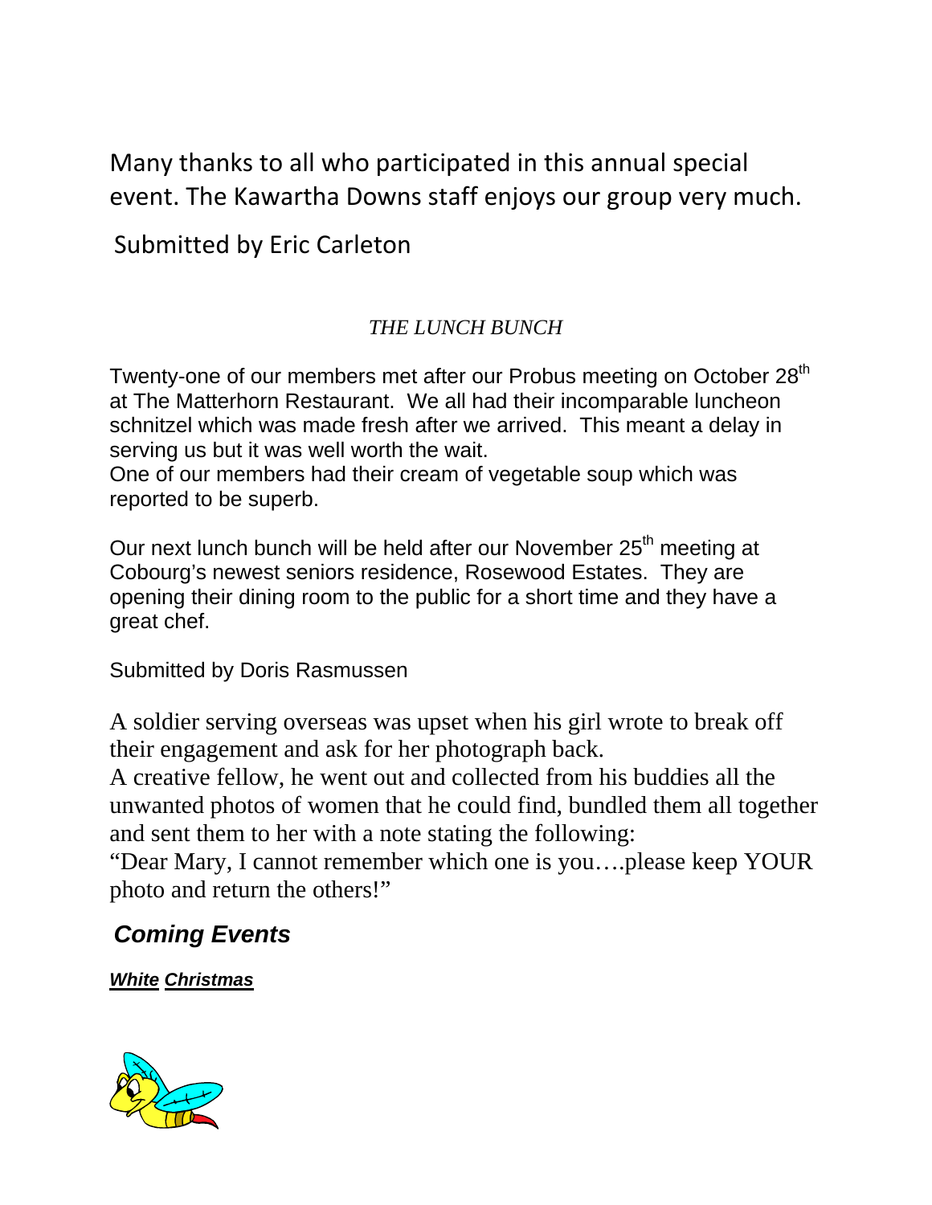Many thanks to all who participated in this annual special event. The Kawartha Downs staff enjoys our group very much.

Submitted by Eric Carleton

*THE LUNCH BUNCH*

Twenty-one of our members met after our Probus meeting on October 28th at The Matterhorn Restaurant. We all had their incomparable luncheon schnitzel which was made fresh after we arrived. This meant a delay in serving us but it was well worth the wait.
One of our members had their cream of vegetable soup which was reported to be superb.

Our next lunch bunch will be held after our November 25th meeting at Cobourg's newest seniors residence, Rosewood Estates. They are opening their dining room to the public for a short time and they have a great chef.

Submitted by Doris Rasmussen

A soldier serving overseas was upset when his girl wrote to break off their engagement and ask for her photograph back.
A creative fellow, he went out and collected from his buddies all the unwanted photos of women that he could find, bundled them all together and sent them to her with a note stating the following:
"Dear Mary, I cannot remember which one is you….please keep YOUR photo and return the others!"

## ***Coming Events***

***White Christmas***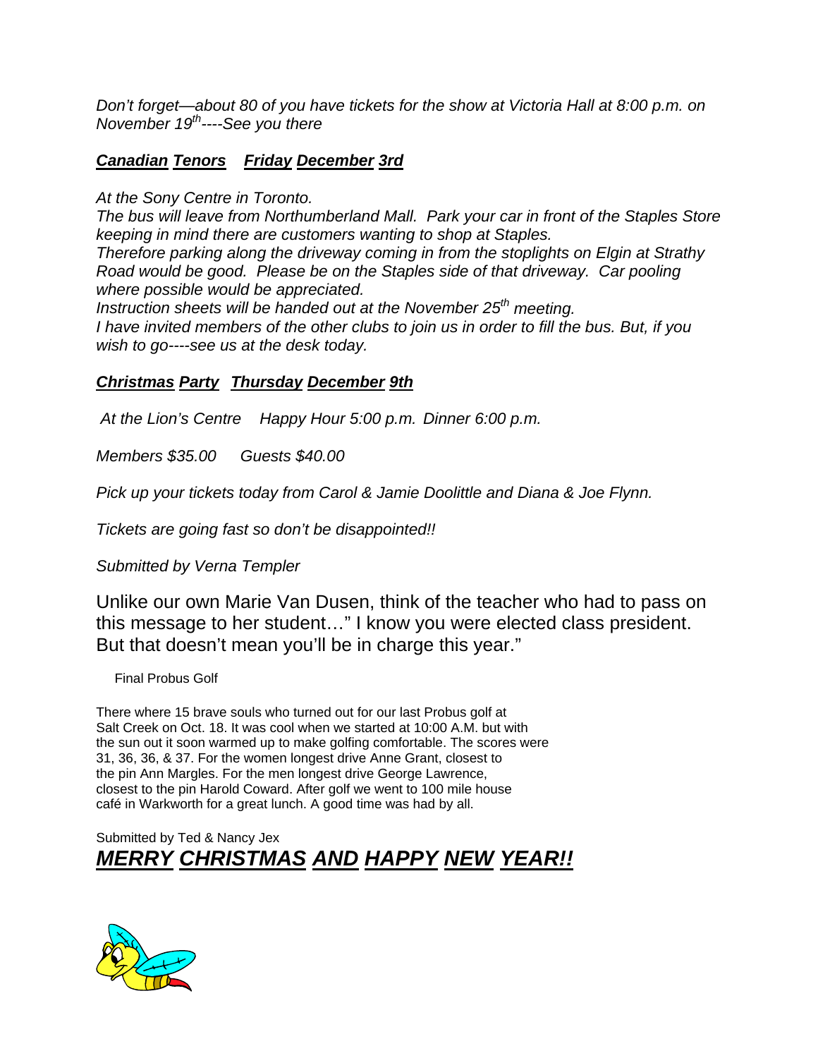*Don't forget—about 80 of you have tickets for the show at Victoria Hall at 8:00 p.m. on November 19th----See you there*

***Canadian Tenors Friday December 3rd***

*At the Sony Centre in Toronto.*
*The bus will leave from Northumberland Mall. Park your car in front of the Staples Store keeping in mind there are customers wanting to shop at Staples.*
*Therefore parking along the driveway coming in from the stoplights on Elgin at Strathy Road would be good. Please be on the Staples side of that driveway. Car pooling where possible would be appreciated.*
*Instruction sheets will be handed out at the November 25th meeting.*
*I have invited members of the other clubs to join us in order to fill the bus. But, if you wish to go----see us at the desk today.*

***Christmas Party Thursday December 9th***

*At the Lion's Centre Happy Hour 5:00 p.m. Dinner 6:00 p.m.*

*Members $35.00 Guests $40.00*

*Pick up your tickets today from Carol & Jamie Doolittle and Diana & Joe Flynn.*

*Tickets are going fast so don't be disappointed!!*

*Submitted by Verna Templer*

Unlike our own Marie Van Dusen, think of the teacher who had to pass on this message to her student…" I know you were elected class president. But that doesn't mean you'll be in charge this year."

Final Probus Golf

There where 15 brave souls who turned out for our last Probus golf at Salt Creek on Oct. 18. It was cool when we started at 10:00 A.M. but with the sun out it soon warmed up to make golfing comfortable. The scores were 31, 36, 36, & 37. For the women longest drive Anne Grant, closest to the pin Ann Margles. For the men longest drive George Lawrence, closest to the pin Harold Coward. After golf we went to 100 mile house café in Warkworth for a great lunch. A good time was had by all.

Submitted by Ted & Nancy Jex

***MERRY CHRISTMAS AND HAPPY NEW YEAR!!***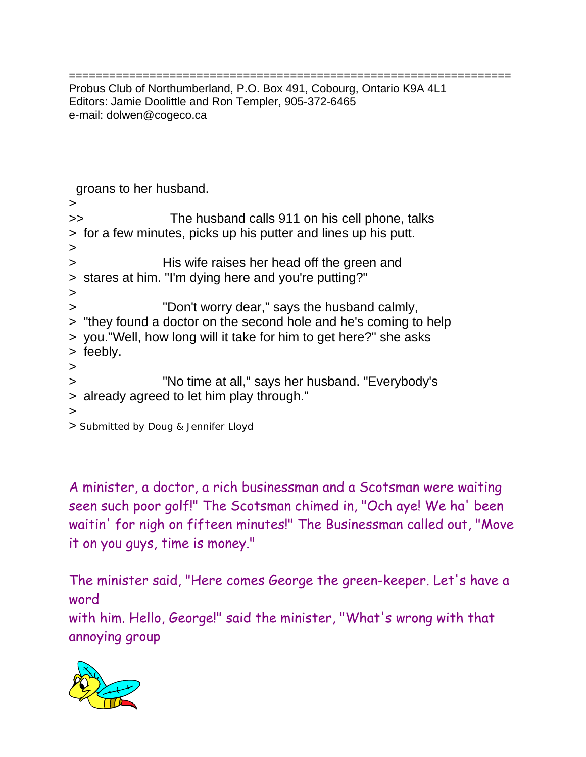Probus Club of Northumberland, P.O. Box 491, Cobourg, Ontario K9A 4L1
Editors: Jamie Doolittle and Ron Templer, 905-372-6465
e-mail: dolwen@cogeco.ca

groans to her husband.

>

>> The husband calls 911 on his cell phone, talks
> for a few minutes, picks up his putter and lines up his putt.

>

> His wife raises her head off the green and
> stares at him. "I'm dying here and you're putting?"

>

> "Don't worry dear," says the husband calmly,
> "they found a doctor on the second hole and he's coming to help
> you."Well, how long will it take for him to get here?" she asks
> feebly.

>

> "No time at all," says her husband. "Everybody's
> already agreed to let him play through."

>

> Submitted by Doug & Jennifer Lloyd

A minister, a doctor, a rich businessman and a Scotsman were waiting seen such poor golf!" The Scotsman chimed in, "Och aye! We ha' been waitin' for nigh on fifteen minutes!" The Businessman called out, "Move it on you guys, time is money."

The minister said, "Here comes George the green-keeper. Let's have a word
with him. Hello, George!" said the minister, "What's wrong with that annoying group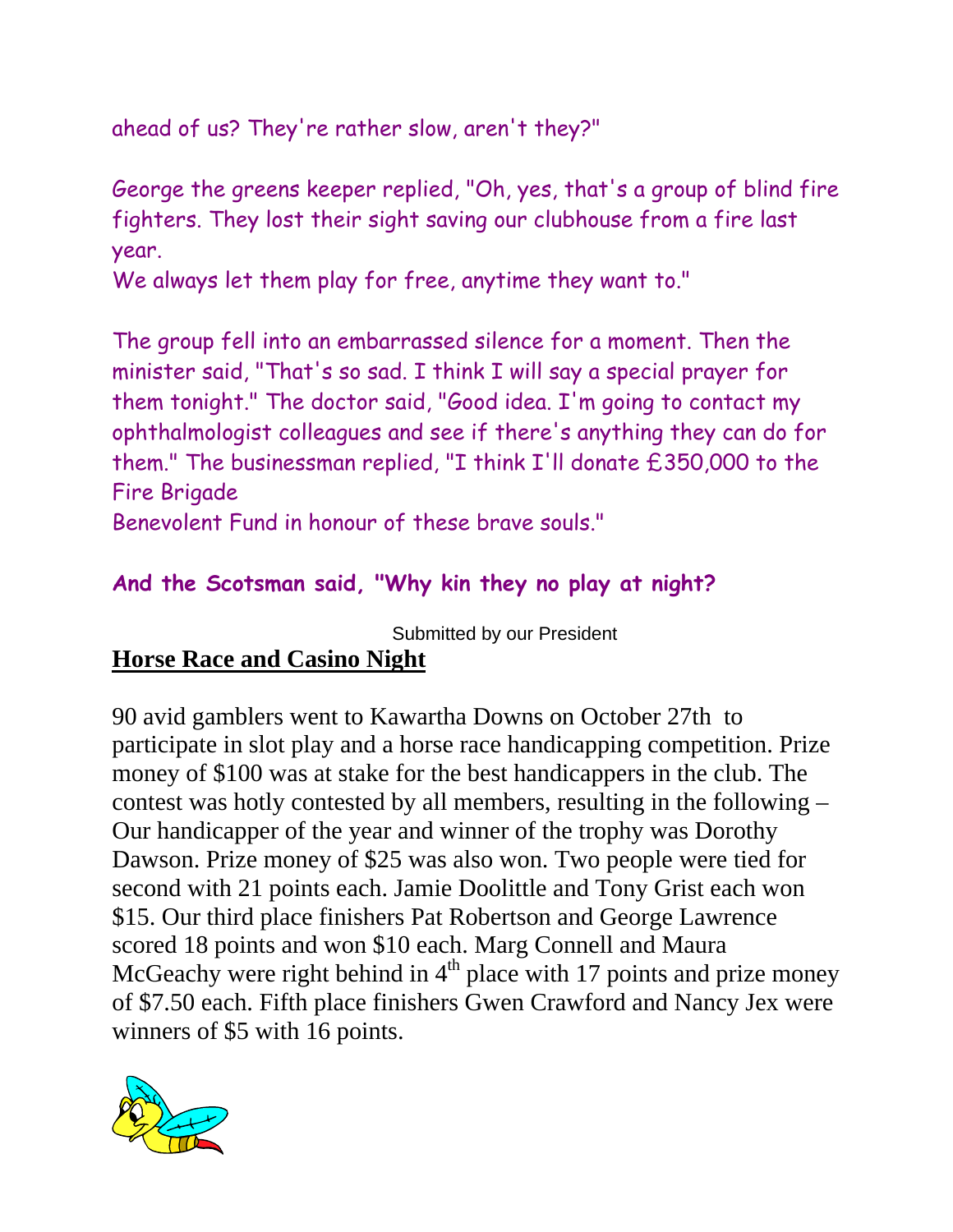ahead of us? They're rather slow, aren't they?"

George the greens keeper replied, "Oh, yes, that's a group of blind fire fighters. They lost their sight saving our clubhouse from a fire last year.
We always let them play for free, anytime they want to."

The group fell into an embarrassed silence for a moment. Then the minister said, "That's so sad. I think I will say a special prayer for them tonight." The doctor said, "Good idea. I'm going to contact my ophthalmologist colleagues and see if there's anything they can do for them." The businessman replied, "I think I'll donate £350,000 to the Fire Brigade
Benevolent Fund in honour of these brave souls."

**And the Scotsman said, "Why kin they no play at night?**

Submitted by our President

## Horse Race and Casino Night

90 avid gamblers went to Kawartha Downs on October 27th to participate in slot play and a horse race handicapping competition. Prize money of $100 was at stake for the best handicappers in the club. The contest was hotly contested by all members, resulting in the following – Our handicapper of the year and winner of the trophy was Dorothy Dawson. Prize money of $25 was also won. Two people were tied for second with 21 points each. Jamie Doolittle and Tony Grist each won $15. Our third place finishers Pat Robertson and George Lawrence scored 18 points and won $10 each. Marg Connell and Maura McGeachy were right behind in 4th place with 17 points and prize money of $7.50 each. Fifth place finishers Gwen Crawford and Nancy Jex were winners of $5 with 16 points.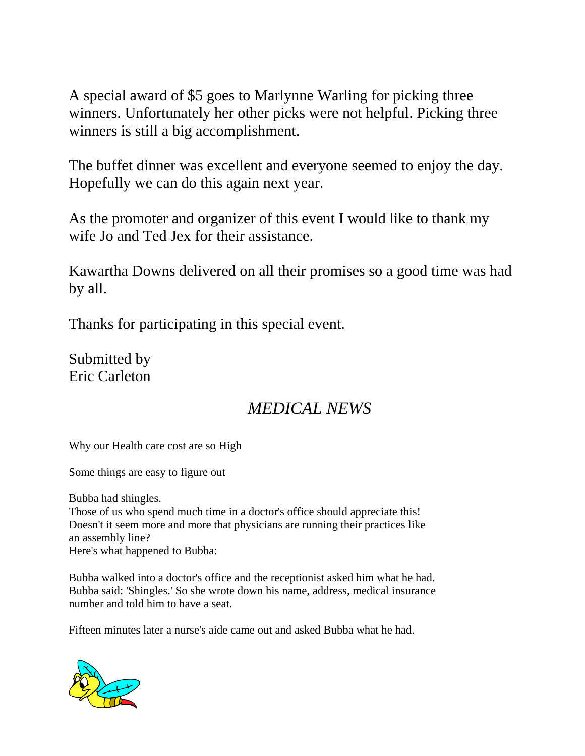A special award of $5 goes to Marlynne Warling for picking three winners. Unfortunately her other picks were not helpful. Picking three winners is still a big accomplishment.

The buffet dinner was excellent and everyone seemed to enjoy the day. Hopefully we can do this again next year.

As the promoter and organizer of this event I would like to thank my wife Jo and Ted Jex for their assistance.

Kawartha Downs delivered on all their promises so a good time was had by all.

Thanks for participating in this special event.

Submitted by
Eric Carleton

## *MEDICAL NEWS*

Why our Health care cost are so High

Some things are easy to figure out

Bubba had shingles.
Those of us who spend much time in a doctor's office should appreciate this!
Doesn't it seem more and more that physicians are running their practices like an assembly line?
Here's what happened to Bubba:

Bubba walked into a doctor's office and the receptionist asked him what he had. Bubba said: 'Shingles.' So she wrote down his name, address, medical insurance number and told him to have a seat.

Fifteen minutes later a nurse's aide came out and asked Bubba what he had.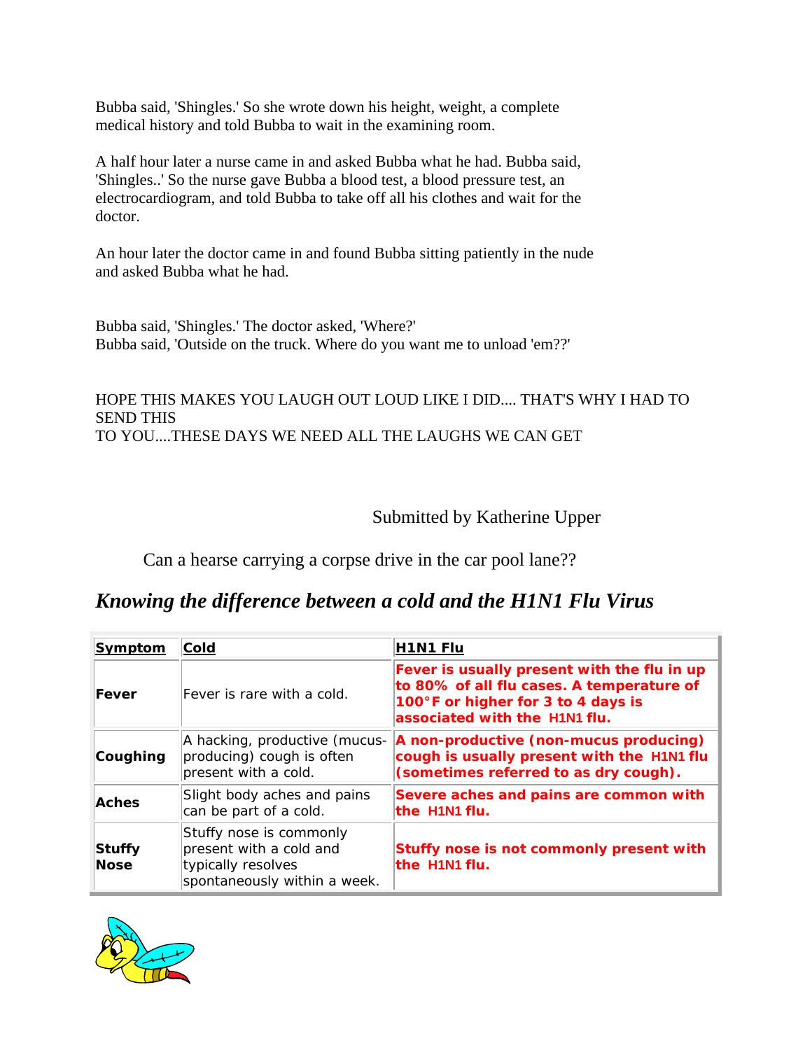Bubba said, 'Shingles.' So she wrote down his height, weight, a complete medical history and told Bubba to wait in the examining room.

A half hour later a nurse came in and asked Bubba what he had. Bubba said, 'Shingles..' So the nurse gave Bubba a blood test, a blood pressure test, an electrocardiogram, and told Bubba to take off all his clothes and wait for the doctor.

An hour later the doctor came in and found Bubba sitting patiently in the nude and asked Bubba what he had.

Bubba said, 'Shingles.' The doctor asked, 'Where?'
Bubba said, 'Outside on the truck. Where do you want me to unload 'em??'

HOPE THIS MAKES YOU LAUGH OUT LOUD LIKE I DID.... THAT'S WHY I HAD TO SEND THIS
TO YOU....THESE DAYS WE NEED ALL THE LAUGHS WE CAN GET

Submitted by Katherine Upper

Can a hearse carrying a corpse drive in the car pool lane??

## *Knowing the difference between a cold and the H1N1 Flu Virus*

| Symptom | Cold | H1N1 Flu |
| --- | --- | --- |
| **Fever** | Fever is rare with a cold. | **Fever is usually present with the flu in up to 80% of all flu cases. A temperature of 100°F or higher for 3 to 4 days is associated with the H1N1 flu.** |
| **Coughing** | A hacking, productive (mucus-producing) cough is often present with a cold. | **A non-productive (non-mucus producing) cough is usually present with the H1N1 flu (sometimes referred to as dry cough).** |
| **Aches** | Slight body aches and pains can be part of a cold. | **Severe aches and pains are common with the H1N1 flu.** |
| **Stuffy Nose** | Stuffy nose is commonly present with a cold and typically resolves spontaneously within a week. | **Stuffy nose is not commonly present with the H1N1 flu.** |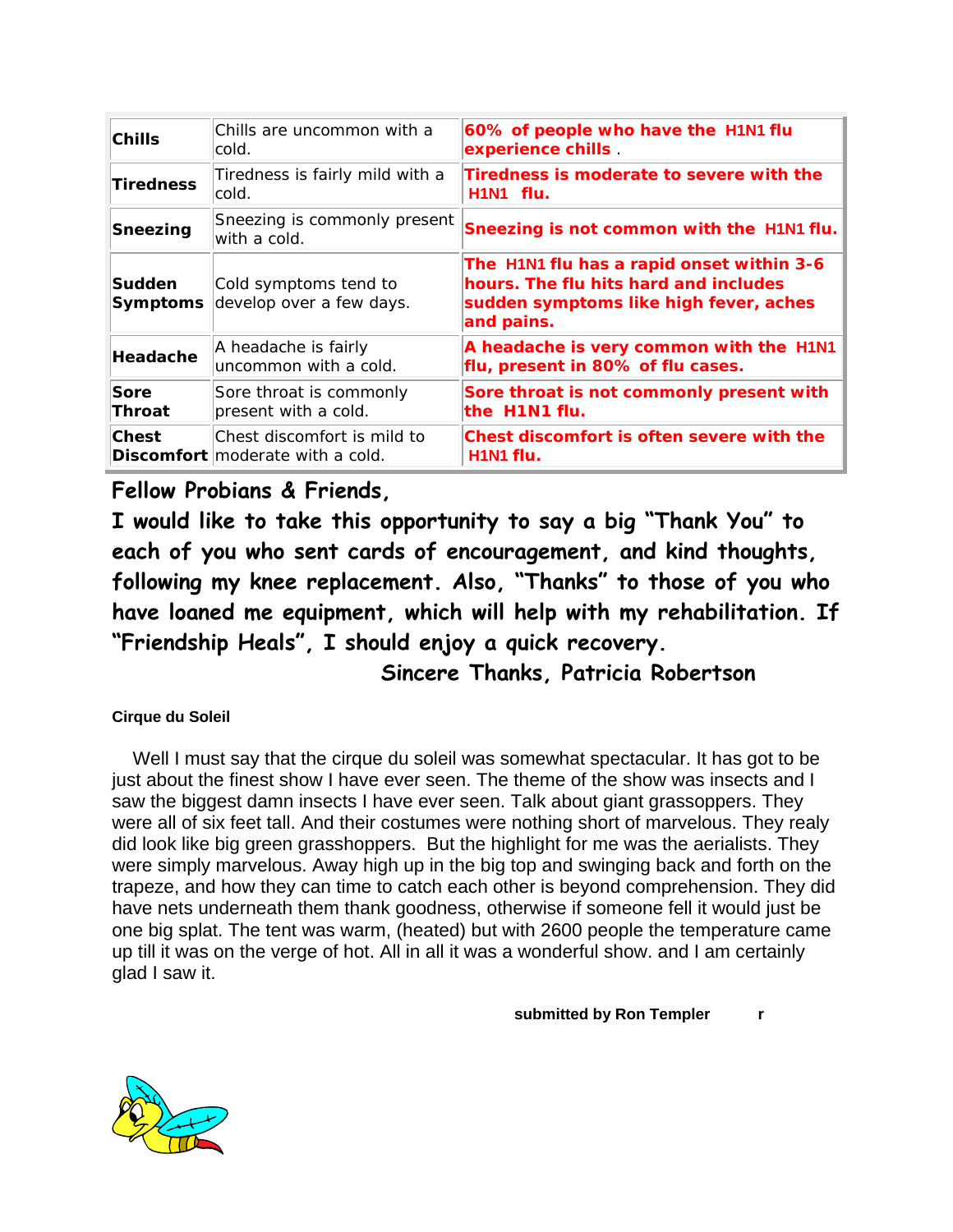| | | |
|---|---|---|
| **Chills** | Chills are uncommon with a cold. | **60% of people who have the H1N1 flu experience chills**. |
| **Tiredness** | Tiredness is fairly mild with a cold. | **Tiredness is moderate to severe with the H1N1 flu.** |
| **Sneezing** | Sneezing is commonly present with a cold. | **Sneezing is not common with the H1N1 flu.** |
| **Sudden Symptoms** | Cold symptoms tend to develop over a few days. | **The H1N1 flu has a rapid onset within 3-6 hours. The flu hits hard and includes sudden symptoms like high fever, aches and pains.** |
| **Headache** | A headache is fairly uncommon with a cold. | **A headache is very common with the H1N1 flu, present in 80% of flu cases.** |
| **Sore Throat** | Sore throat is commonly present with a cold. | **Sore throat is not commonly present with the H1N1 flu.** |
| **Chest Discomfort** | Chest discomfort is mild to moderate with a cold. | **Chest discomfort is often severe with the H1N1 flu.** |

**Fellow Probians & Friends,**

**I would like to take this opportunity to say a big "Thank You" to each of you who sent cards of encouragement, and kind thoughts, following my knee replacement. Also, "Thanks" to those of you who have loaned me equipment, which will help with my rehabilitation. If "Friendship Heals", I should enjoy a quick recovery.**

**Sincere Thanks, Patricia Robertson**

**Cirque du Soleil**

Well I must say that the cirque du soleil was somewhat spectacular. It has got to be just about the finest show I have ever seen. The theme of the show was insects and I saw the biggest damn insects I have ever seen. Talk about giant grassoppers. They were all of six feet tall. And their costumes were nothing short of marvelous. They realy did look like big green grasshoppers. But the highlight for me was the aerialists. They were simply marvelous. Away high up in the big top and swinging back and forth on the trapeze, and how they can time to catch each other is beyond comprehension. They did have nets underneath them thank goodness, otherwise if someone fell it would just be one big splat. The tent was warm, (heated) but with 2600 people the temperature came up till it was on the verge of hot. All in all it was a wonderful show. and I am certainly glad I saw it.

**submitted by Ron Templer r**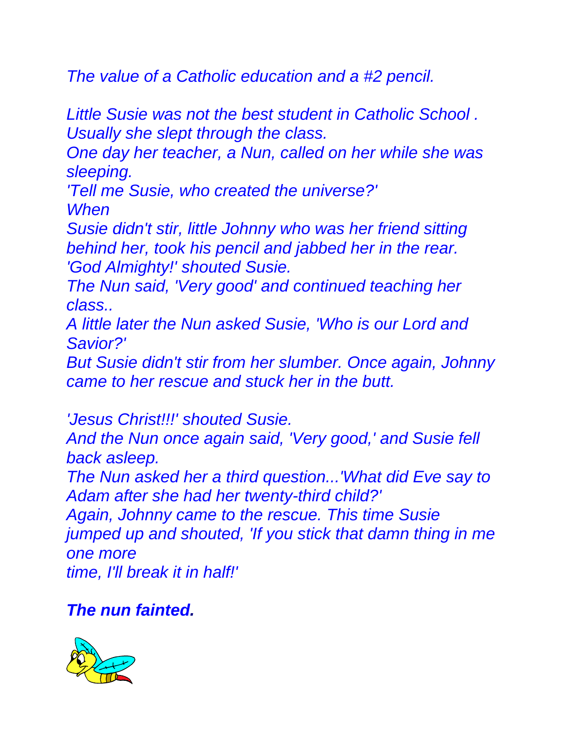*The value of a Catholic education and a #2 pencil.*

*Little Susie was not the best student in Catholic School . Usually she slept through the class.*
*One day her teacher, a Nun, called on her while she was sleeping.*
*'Tell me Susie, who created the universe?'*
*When*
*Susie didn't stir, little Johnny who was her friend sitting behind her, took his pencil and jabbed her in the rear.*
*'God Almighty!' shouted Susie.*
*The Nun said, 'Very good' and continued teaching her class..*
*A little later the Nun asked Susie, 'Who is our Lord and Savior?'*
*But Susie didn't stir from her slumber. Once again, Johnny came to her rescue and stuck her in the butt.*

*'Jesus Christ!!!' shouted Susie.*
*And the Nun once again said, 'Very good,' and Susie fell back asleep.*
*The Nun asked her a third question...'What did Eve say to Adam after she had her twenty-third child?'*
*Again, Johnny came to the rescue. This time Susie jumped up and shouted, 'If you stick that damn thing in me one more*
*time, I'll break it in half!'*

***The nun fainted.***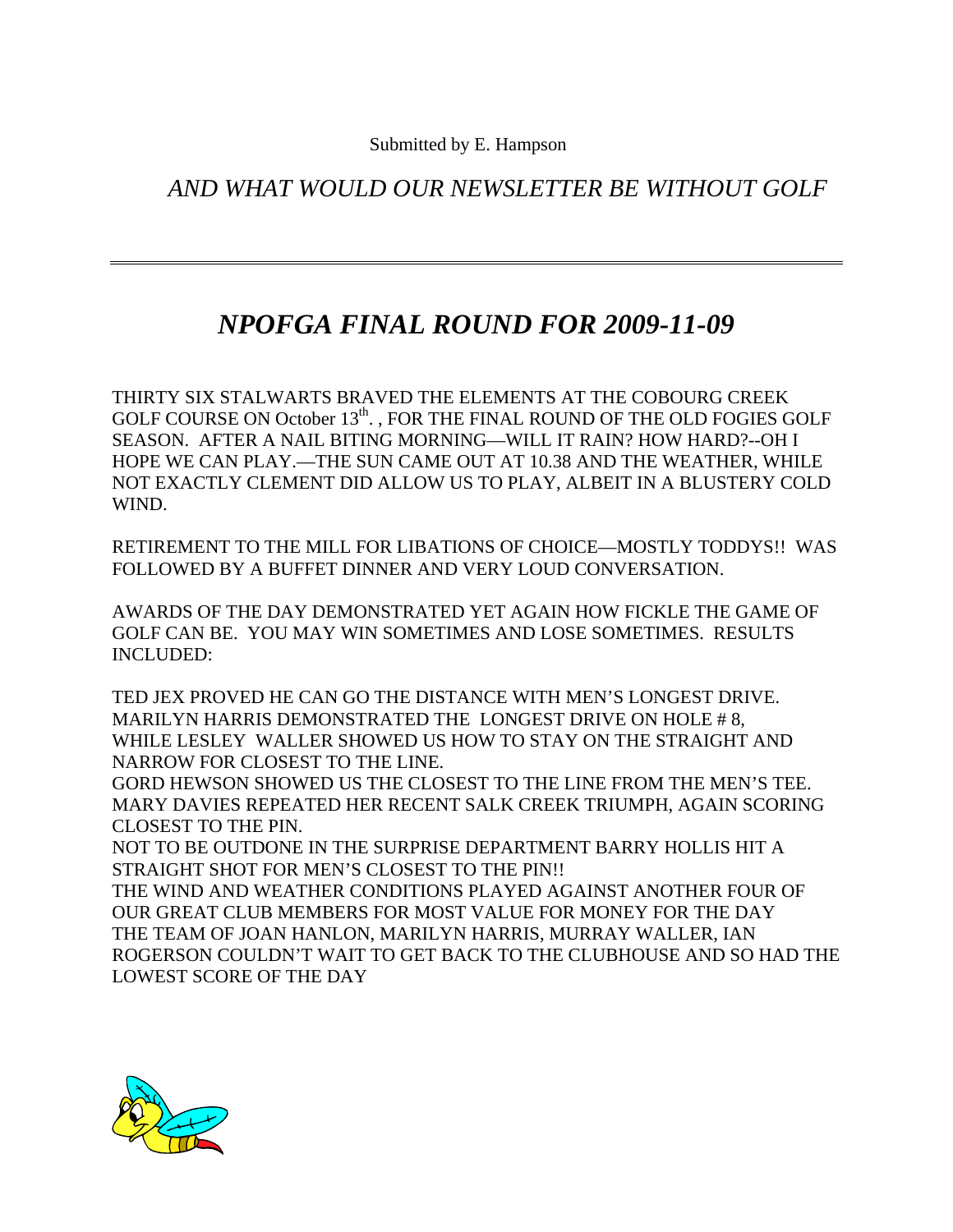Submitted by E. Hampson

*AND WHAT WOULD OUR NEWSLETTER BE WITHOUT GOLF*

---

# *NPOFGA FINAL ROUND FOR 2009-11-09*

THIRTY SIX STALWARTS BRAVED THE ELEMENTS AT THE COBOURG CREEK GOLF COURSE ON October 13th. , FOR THE FINAL ROUND OF THE OLD FOGIES GOLF SEASON. AFTER A NAIL BITING MORNING—WILL IT RAIN? HOW HARD?--OH I HOPE WE CAN PLAY.—THE SUN CAME OUT AT 10.38 AND THE WEATHER, WHILE NOT EXACTLY CLEMENT DID ALLOW US TO PLAY, ALBEIT IN A BLUSTERY COLD WIND.

RETIREMENT TO THE MILL FOR LIBATIONS OF CHOICE—MOSTLY TODDYS!! WAS FOLLOWED BY A BUFFET DINNER AND VERY LOUD CONVERSATION.

AWARDS OF THE DAY DEMONSTRATED YET AGAIN HOW FICKLE THE GAME OF GOLF CAN BE. YOU MAY WIN SOMETIMES AND LOSE SOMETIMES. RESULTS INCLUDED:

TED JEX PROVED HE CAN GO THE DISTANCE WITH MEN'S LONGEST DRIVE.
MARILYN HARRIS DEMONSTRATED THE LONGEST DRIVE ON HOLE # 8,
WHILE LESLEY WALLER SHOWED US HOW TO STAY ON THE STRAIGHT AND NARROW FOR CLOSEST TO THE LINE.
GORD HEWSON SHOWED US THE CLOSEST TO THE LINE FROM THE MEN'S TEE.
MARY DAVIES REPEATED HER RECENT SALK CREEK TRIUMPH, AGAIN SCORING CLOSEST TO THE PIN.
NOT TO BE OUTDONE IN THE SURPRISE DEPARTMENT BARRY HOLLIS HIT A STRAIGHT SHOT FOR MEN'S CLOSEST TO THE PIN!!
THE WIND AND WEATHER CONDITIONS PLAYED AGAINST ANOTHER FOUR OF OUR GREAT CLUB MEMBERS FOR MOST VALUE FOR MONEY FOR THE DAY
THE TEAM OF JOAN HANLON, MARILYN HARRIS, MURRAY WALLER, IAN ROGERSON COULDN'T WAIT TO GET BACK TO THE CLUBHOUSE AND SO HAD THE LOWEST SCORE OF THE DAY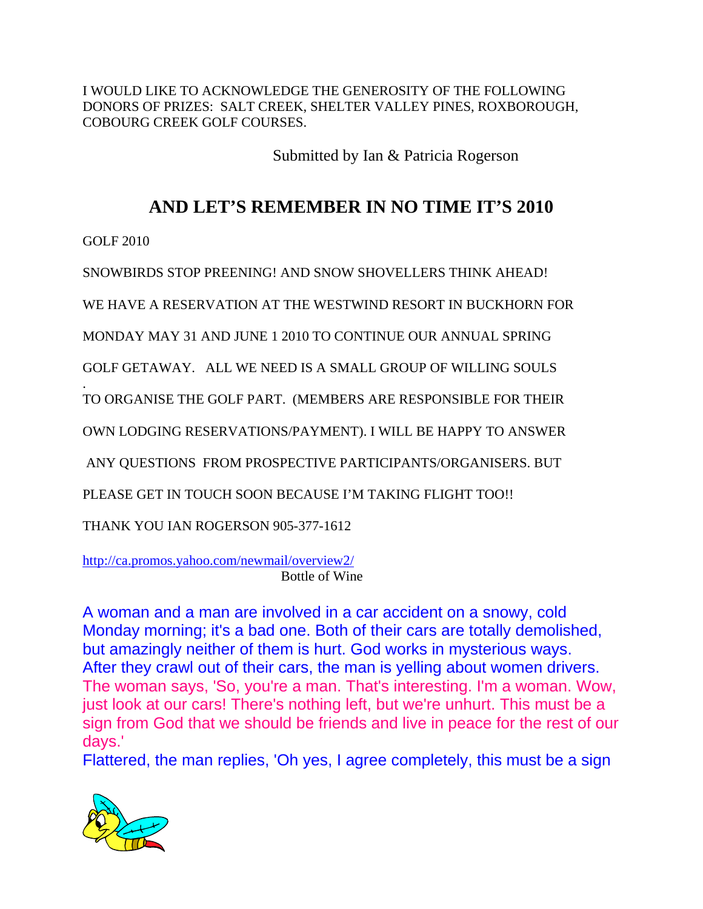I WOULD LIKE TO ACKNOWLEDGE THE GENEROSITY OF THE FOLLOWING DONORS OF PRIZES: SALT CREEK, SHELTER VALLEY PINES, ROXBOROUGH, COBOURG CREEK GOLF COURSES.

Submitted by Ian & Patricia Rogerson

## AND LET'S REMEMBER IN NO TIME IT'S 2010

GOLF 2010

SNOWBIRDS STOP PREENING! AND SNOW SHOVELLERS THINK AHEAD!

WE HAVE A RESERVATION AT THE WESTWIND RESORT IN BUCKHORN FOR MONDAY MAY 31 AND JUNE 1 2010 TO CONTINUE OUR ANNUAL SPRING GOLF GETAWAY. ALL WE NEED IS A SMALL GROUP OF WILLING SOULS TO ORGANISE THE GOLF PART. (MEMBERS ARE RESPONSIBLE FOR THEIR OWN LODGING RESERVATIONS/PAYMENT). I WILL BE HAPPY TO ANSWER ANY QUESTIONS FROM PROSPECTIVE PARTICIPANTS/ORGANISERS. BUT PLEASE GET IN TOUCH SOON BECAUSE I'M TAKING FLIGHT TOO!!

THANK YOU IAN ROGERSON 905-377-1612

http://ca.promos.yahoo.com/newmail/overview2/

Bottle of Wine

A woman and a man are involved in a car accident on a snowy, cold Monday morning; it's a bad one. Both of their cars are totally demolished, but amazingly neither of them is hurt. God works in mysterious ways. After they crawl out of their cars, the man is yelling about women drivers. The woman says, 'So, you're a man. That's interesting. I'm a woman. Wow, just look at our cars! There's nothing left, but we're unhurt. This must be a sign from God that we should be friends and live in peace for the rest of our days.'

Flattered, the man replies, 'Oh yes, I agree completely, this must be a sign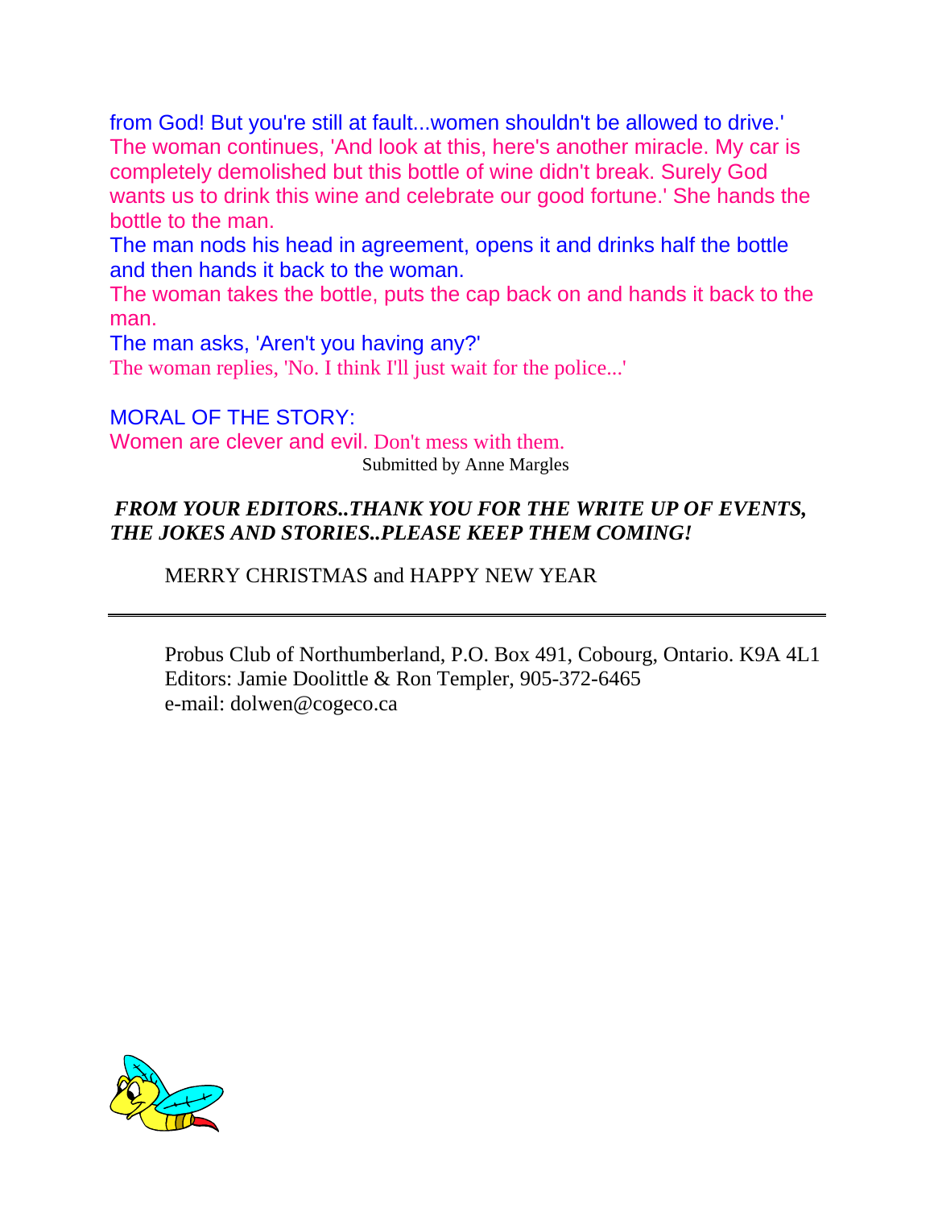from God! But you're still at fault...women shouldn't be allowed to drive.'
The woman continues, 'And look at this, here's another miracle. My car is completely demolished but this bottle of wine didn't break. Surely God wants us to drink this wine and celebrate our good fortune.' She hands the bottle to the man.
The man nods his head in agreement, opens it and drinks half the bottle and then hands it back to the woman.
The woman takes the bottle, puts the cap back on and hands it back to the man.
The man asks, 'Aren't you having any?'
The woman replies, 'No. I think I'll just wait for the police...'

MORAL OF THE STORY:
Women are clever and evil. Don't mess with them.

Submitted by Anne Margles

***FROM YOUR EDITORS..THANK YOU FOR THE WRITE UP OF EVENTS, THE JOKES AND STORIES..PLEASE KEEP THEM COMING!***

MERRY CHRISTMAS and HAPPY NEW YEAR

---

Probus Club of Northumberland, P.O. Box 491, Cobourg, Ontario. K9A 4L1
Editors: Jamie Doolittle & Ron Templer, 905-372-6465
e-mail: dolwen@cogeco.ca